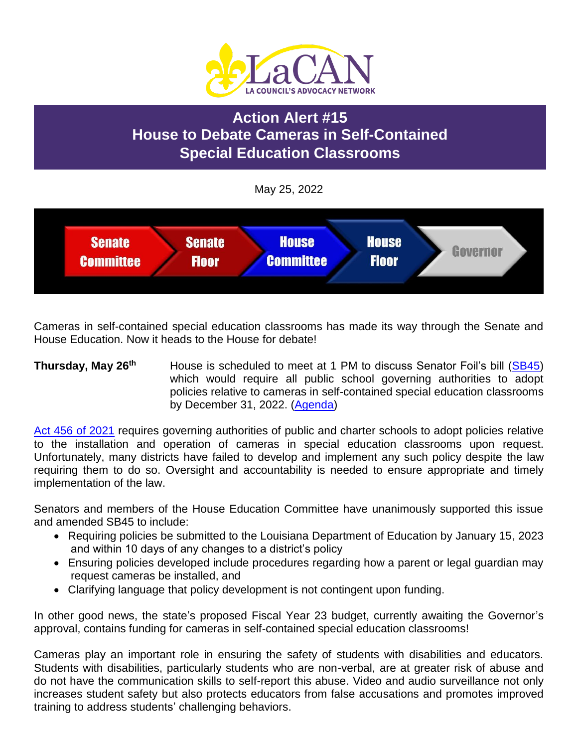LaCAN
LA COUNCIL'S ADVOCACY NETWORK

# Action Alert #15
# House to Debate Cameras in Self-Contained Special Education Classrooms

May 25, 2022

Senate Committee → Senate Floor → House Committee → House Floor → Governor

Cameras in self-contained special education classrooms has made its way through the Senate and House Education. Now it heads to the House for debate!

**Thursday, May 26th** House is scheduled to meet at 1 PM to discuss Senator Foil's bill (SB45) which would require all public school governing authorities to adopt policies relative to cameras in self-contained special education classrooms by December 31, 2022. (Agenda)

Act 456 of 2021 requires governing authorities of public and charter schools to adopt policies relative to the installation and operation of cameras in special education classrooms upon request. Unfortunately, many districts have failed to develop and implement any such policy despite the law requiring them to do so. Oversight and accountability is needed to ensure appropriate and timely implementation of the law.

Senators and members of the House Education Committee have unanimously supported this issue and amended SB45 to include:

- Requiring policies be submitted to the Louisiana Department of Education by January 15, 2023 and within 10 days of any changes to a district's policy
- Ensuring policies developed include procedures regarding how a parent or legal guardian may request cameras be installed, and
- Clarifying language that policy development is not contingent upon funding.

In other good news, the state's proposed Fiscal Year 23 budget, currently awaiting the Governor's approval, contains funding for cameras in self-contained special education classrooms!

Cameras play an important role in ensuring the safety of students with disabilities and educators. Students with disabilities, particularly students who are non-verbal, are at greater risk of abuse and do not have the communication skills to self-report this abuse. Video and audio surveillance not only increases student safety but also protects educators from false accusations and promotes improved training to address students' challenging behaviors.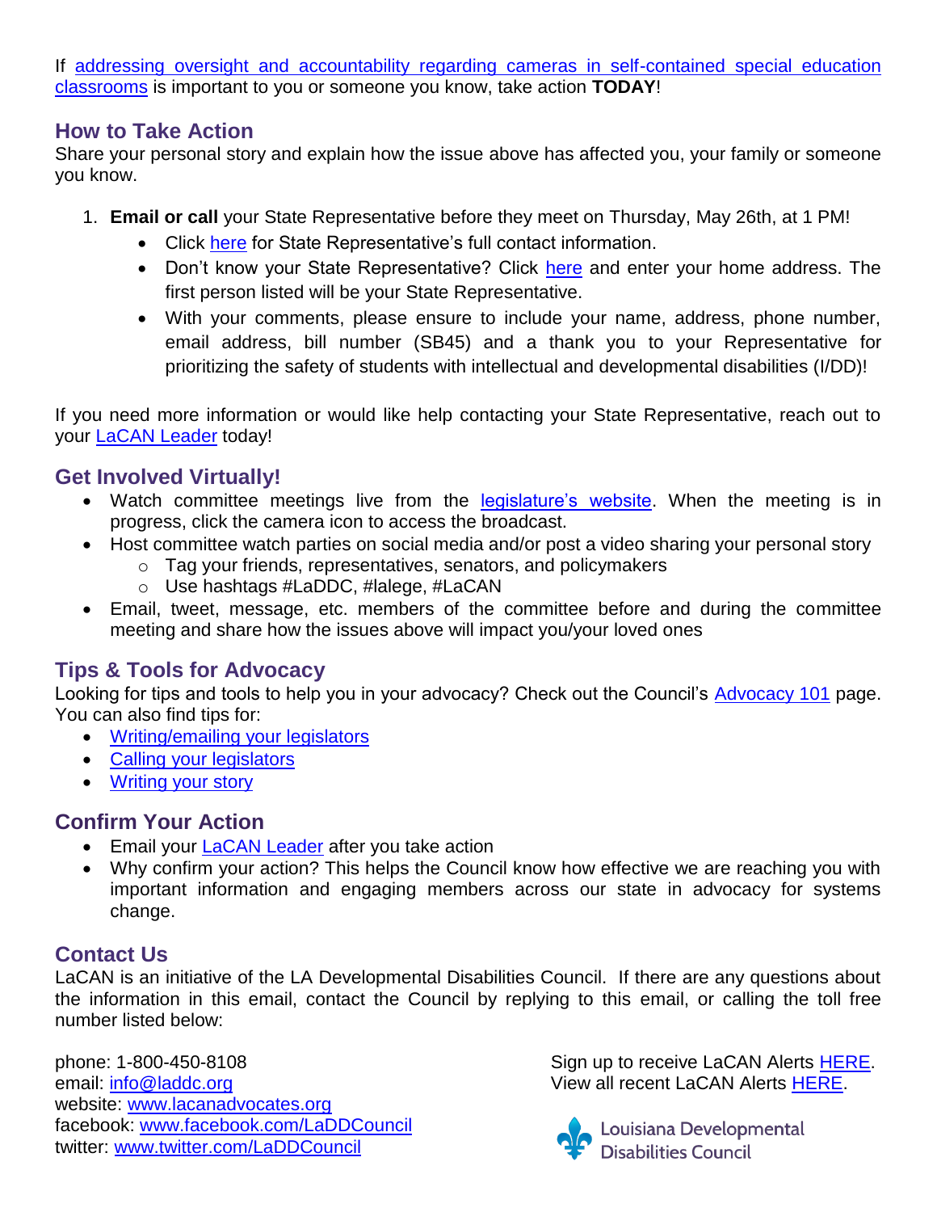If addressing oversight and accountability regarding cameras in self-contained special education classrooms is important to you or someone you know, take action **TODAY**!

## How to Take Action

Share your personal story and explain how the issue above has affected you, your family or someone you know.

1. **Email or call** your State Representative before they meet on Thursday, May 26th, at 1 PM!
    - Click here for State Representative's full contact information.
    - Don't know your State Representative? Click here and enter your home address. The first person listed will be your State Representative.
    - With your comments, please ensure to include your name, address, phone number, email address, bill number (SB45) and a thank you to your Representative for prioritizing the safety of students with intellectual and developmental disabilities (I/DD)!

If you need more information or would like help contacting your State Representative, reach out to your LaCAN Leader today!

## Get Involved Virtually!

- Watch committee meetings live from the legislature's website. When the meeting is in progress, click the camera icon to access the broadcast.
- Host committee watch parties on social media and/or post a video sharing your personal story
    - Tag your friends, representatives, senators, and policymakers
    - Use hashtags #LaDDC, #lalege, #LaCAN
- Email, tweet, message, etc. members of the committee before and during the committee meeting and share how the issues above will impact you/your loved ones

## Tips & Tools for Advocacy

Looking for tips and tools to help you in your advocacy? Check out the Council's Advocacy 101 page. You can also find tips for:

- Writing/emailing your legislators
- Calling your legislators
- Writing your story

## Confirm Your Action

- Email your LaCAN Leader after you take action
- Why confirm your action? This helps the Council know how effective we are reaching you with important information and engaging members across our state in advocacy for systems change.

## Contact Us

LaCAN is an initiative of the LA Developmental Disabilities Council. If there are any questions about the information in this email, contact the Council by replying to this email, or calling the toll free number listed below:

phone: 1-800-450-8108
email: info@laddc.org
website: www.lacanadvocates.org
facebook: www.facebook.com/LaDDCouncil
twitter: www.twitter.com/LaDDCouncil

Sign up to receive LaCAN Alerts HERE.
View all recent LaCAN Alerts HERE.

Louisiana Developmental Disabilities Council